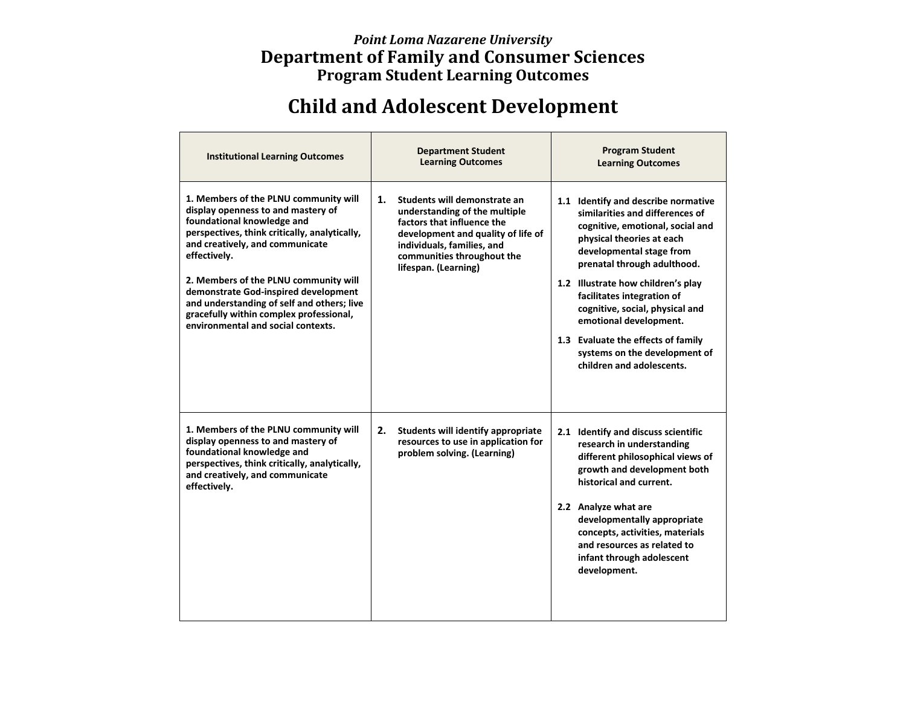*Point Loma Nazarene University*

# Department of Family and Consumer Sciences

## Program Student Learning Outcomes

# Child and Adolescent Development

| Institutional Learning Outcomes | Department Student Learning Outcomes | Program Student Learning Outcomes |
| --- | --- | --- |
| **1. Members of the PLNU community will display openness to and mastery of foundational knowledge and perspectives, think critically, analytically, and creatively, and communicate effectively.**<br><br>**2. Members of the PLNU community will demonstrate God-inspired development and understanding of self and others; live gracefully within complex professional, environmental and social contexts.** | **1. Students will demonstrate an understanding of the multiple factors that influence the development and quality of life of individuals, families, and communities throughout the lifespan. (Learning)** | **1.1 Identify and describe normative similarities and differences of cognitive, emotional, social and physical theories at each developmental stage from prenatal through adulthood.**<br><br>**1.2 Illustrate how children's play facilitates integration of cognitive, social, physical and emotional development.**<br><br>**1.3 Evaluate the effects of family systems on the development of children and adolescents.** |
| **1. Members of the PLNU community will display openness to and mastery of foundational knowledge and perspectives, think critically, analytically, and creatively, and communicate effectively.** | **2. Students will identify appropriate resources to use in application for problem solving. (Learning)** | **2.1 Identify and discuss scientific research in understanding different philosophical views of growth and development both historical and current.**<br><br>**2.2 Analyze what are developmentally appropriate concepts, activities, materials and resources as related to infant through adolescent development.** |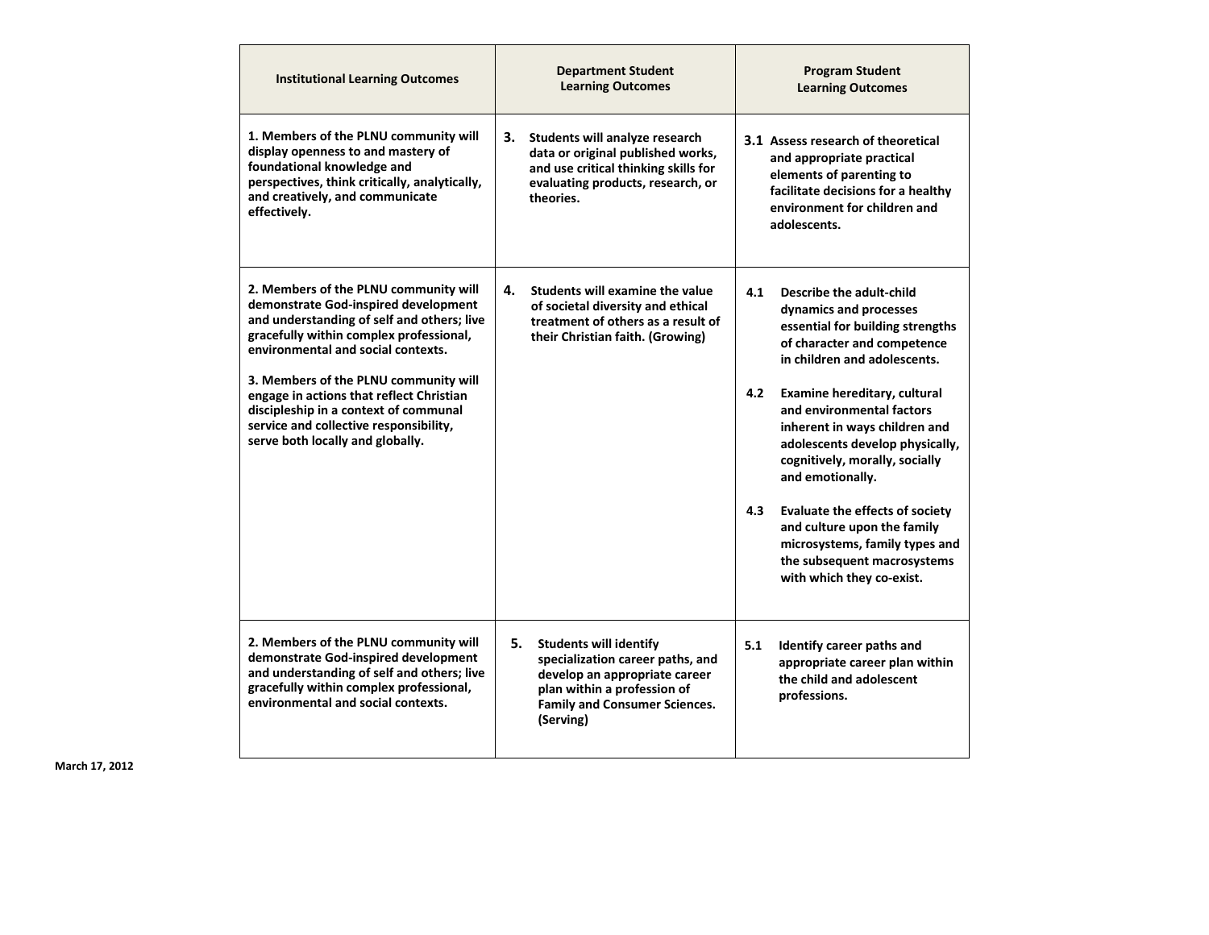| Institutional Learning Outcomes | Department Student Learning Outcomes | Program Student Learning Outcomes |
|---|---|---|
| **1. Members of the PLNU community will display openness to and mastery of foundational knowledge and perspectives, think critically, analytically, and creatively, and communicate effectively.** | **3. Students will analyze research data or original published works, and use critical thinking skills for evaluating products, research, or theories.** | **3.1 Assess research of theoretical and appropriate practical elements of parenting to facilitate decisions for a healthy environment for children and adolescents.** |
| **2. Members of the PLNU community will demonstrate God-inspired development and understanding of self and others; live gracefully within complex professional, environmental and social contexts.**<br><br>**3. Members of the PLNU community will engage in actions that reflect Christian discipleship in a context of communal service and collective responsibility, serve both locally and globally.** | **4. Students will examine the value of societal diversity and ethical treatment of others as a result of their Christian faith. (Growing)** | **4.1 Describe the adult-child dynamics and processes essential for building strengths of character and competence in children and adolescents.**<br><br>**4.2 Examine hereditary, cultural and environmental factors inherent in ways children and adolescents develop physically, cognitively, morally, socially and emotionally.**<br><br>**4.3 Evaluate the effects of society and culture upon the family microsystems, family types and the subsequent macrosystems with which they co-exist.** |
| **2. Members of the PLNU community will demonstrate God-inspired development and understanding of self and others; live gracefully within complex professional, environmental and social contexts.** | **5. Students will identify specialization career paths, and develop an appropriate career plan within a profession of Family and Consumer Sciences. (Serving)** | **5.1 Identify career paths and appropriate career plan within the child and adolescent professions.** |

**March 17, 2012**